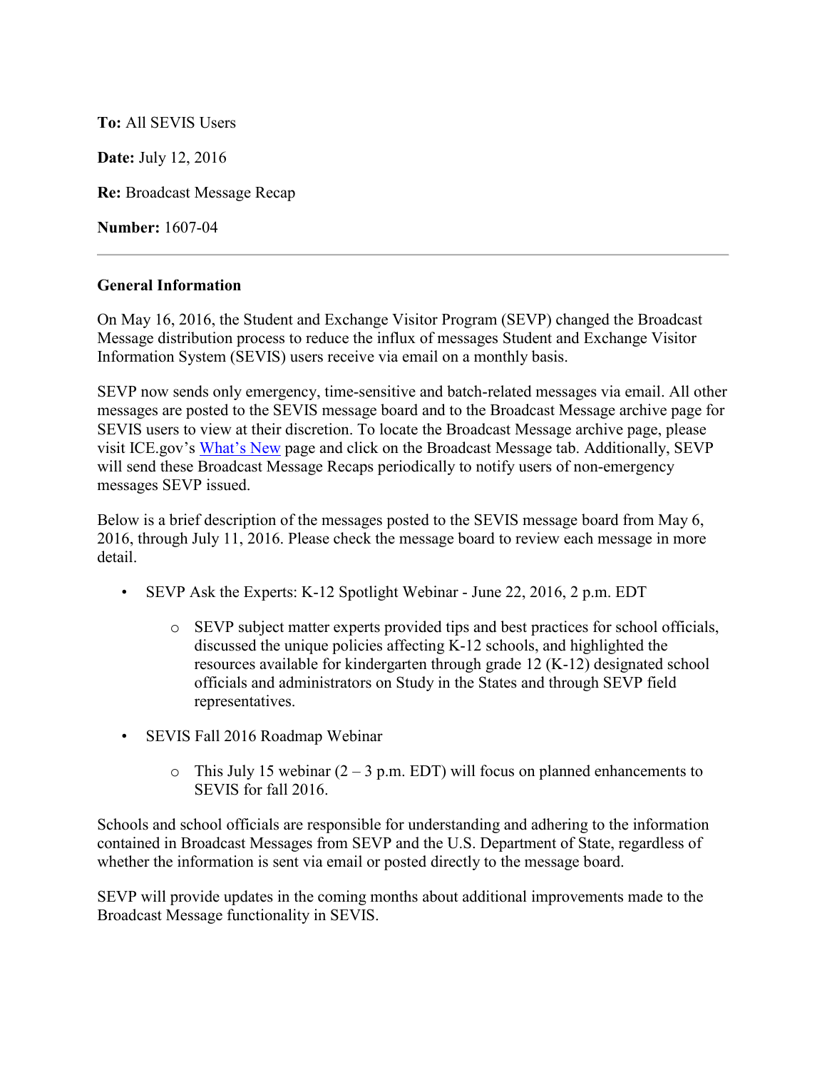**To:** All SEVIS Users

**Date:** July 12, 2016

**Re:** Broadcast Message Recap

**Number:** 1607-04

---

**General Information**

On May 16, 2016, the Student and Exchange Visitor Program (SEVP) changed the Broadcast Message distribution process to reduce the influx of messages Student and Exchange Visitor Information System (SEVIS) users receive via email on a monthly basis.

SEVP now sends only emergency, time-sensitive and batch-related messages via email. All other messages are posted to the SEVIS message board and to the Broadcast Message archive page for SEVIS users to view at their discretion. To locate the Broadcast Message archive page, please visit ICE.gov's [What's New](What's New) page and click on the Broadcast Message tab. Additionally, SEVP will send these Broadcast Message Recaps periodically to notify users of non-emergency messages SEVP issued.

Below is a brief description of the messages posted to the SEVIS message board from May 6, 2016, through July 11, 2016. Please check the message board to review each message in more detail.

- SEVP Ask the Experts: K-12 Spotlight Webinar - June 22, 2016, 2 p.m. EDT
  - SEVP subject matter experts provided tips and best practices for school officials, discussed the unique policies affecting K-12 schools, and highlighted the resources available for kindergarten through grade 12 (K-12) designated school officials and administrators on Study in the States and through SEVP field representatives.
- SEVIS Fall 2016 Roadmap Webinar
  - This July 15 webinar (2 – 3 p.m. EDT) will focus on planned enhancements to SEVIS for fall 2016.

Schools and school officials are responsible for understanding and adhering to the information contained in Broadcast Messages from SEVP and the U.S. Department of State, regardless of whether the information is sent via email or posted directly to the message board.

SEVP will provide updates in the coming months about additional improvements made to the Broadcast Message functionality in SEVIS.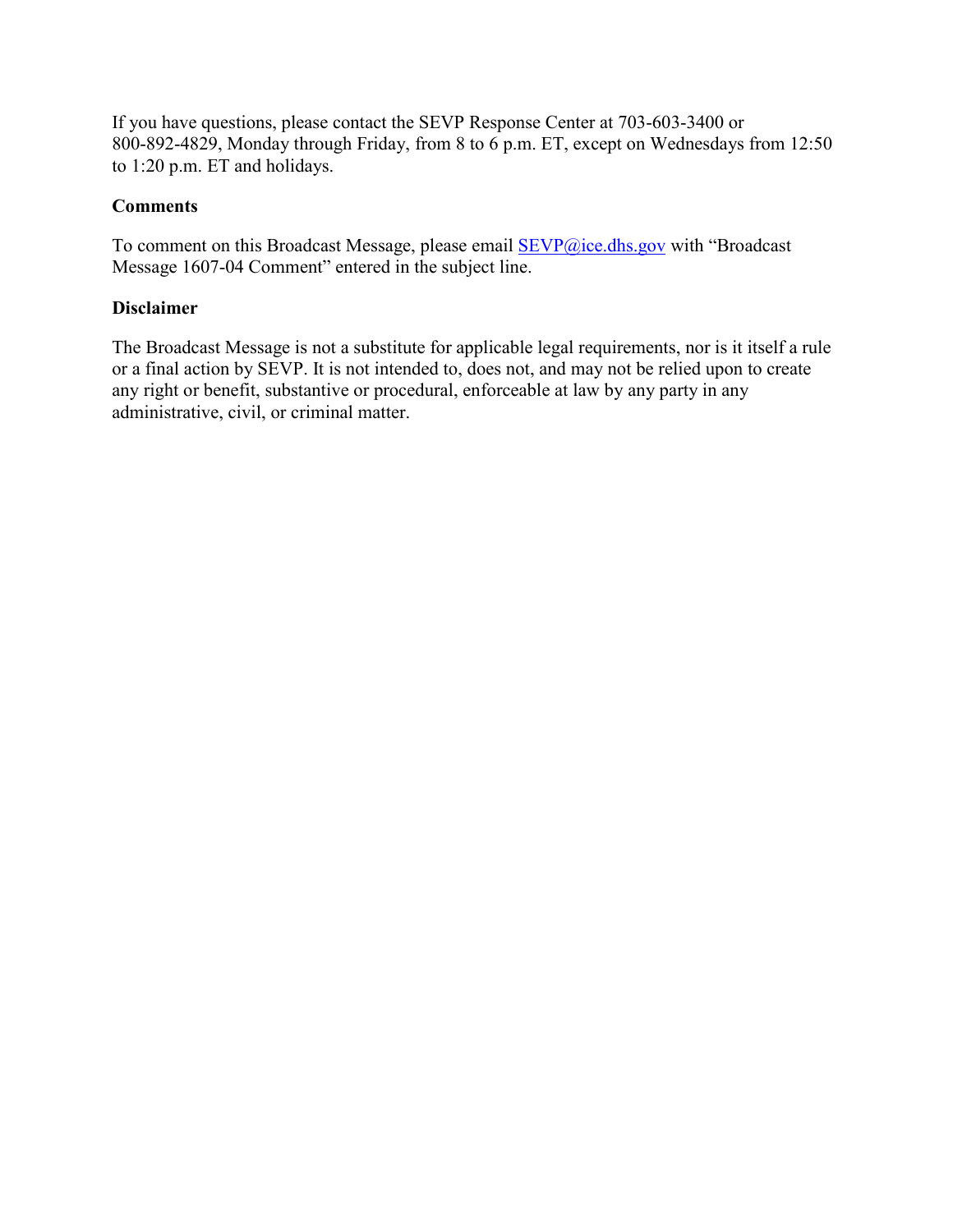If you have questions, please contact the SEVP Response Center at 703-603-3400 or 800-892-4829, Monday through Friday, from 8 to 6 p.m. ET, except on Wednesdays from 12:50 to 1:20 p.m. ET and holidays.

### Comments

To comment on this Broadcast Message, please email [SEVP@ice.dhs.gov](mailto:SEVP@ice.dhs.gov) with "Broadcast Message 1607-04 Comment" entered in the subject line.

### Disclaimer

The Broadcast Message is not a substitute for applicable legal requirements, nor is it itself a rule or a final action by SEVP. It is not intended to, does not, and may not be relied upon to create any right or benefit, substantive or procedural, enforceable at law by any party in any administrative, civil, or criminal matter.